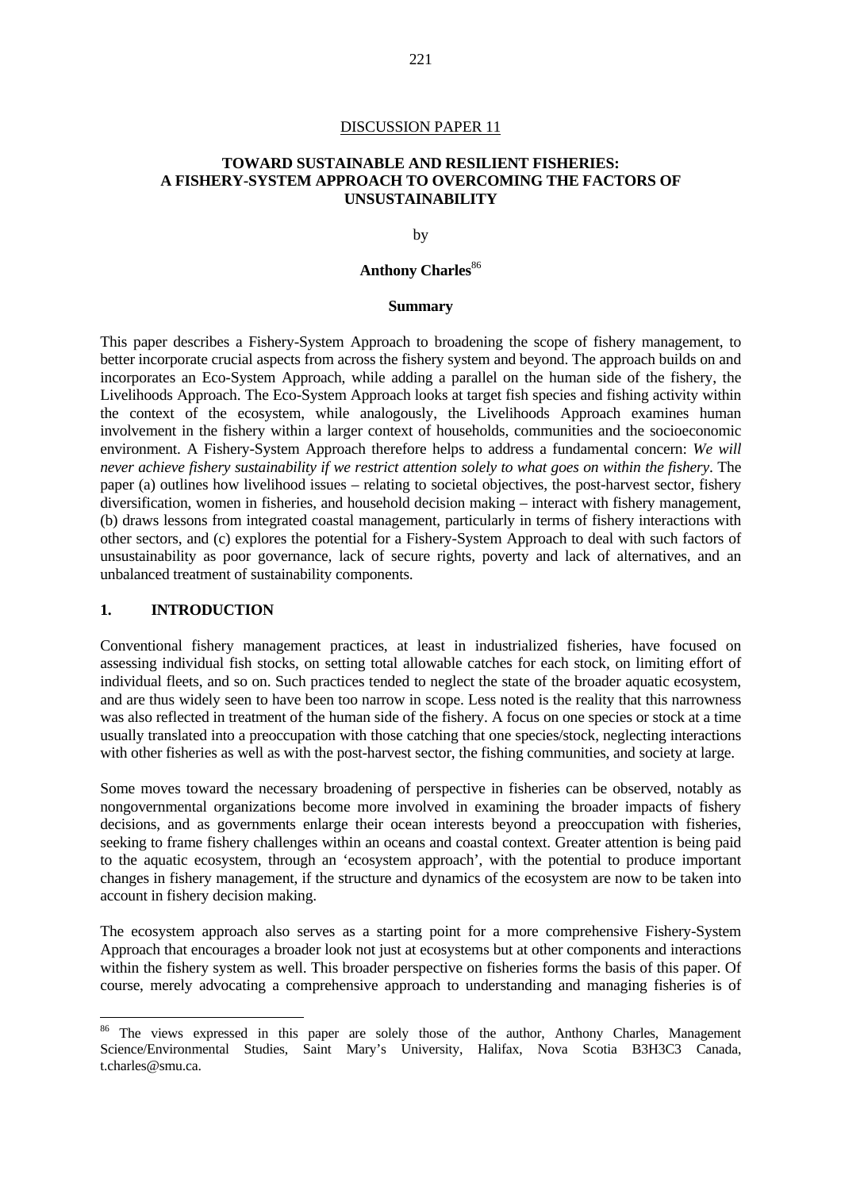DISCUSSION PAPER 11

# TOWARD SUSTAINABLE AND RESILIENT FISHERIES: A FISHERY-SYSTEM APPROACH TO OVERCOMING THE FACTORS OF UNSUSTAINABILITY

by

**Anthony Charles**[86]

**Summary**

This paper describes a Fishery-System Approach to broadening the scope of fishery management, to better incorporate crucial aspects from across the fishery system and beyond. The approach builds on and incorporates an Eco-System Approach, while adding a parallel on the human side of the fishery, the Livelihoods Approach. The Eco-System Approach looks at target fish species and fishing activity within the context of the ecosystem, while analogously, the Livelihoods Approach examines human involvement in the fishery within a larger context of households, communities and the socioeconomic environment. A Fishery-System Approach therefore helps to address a fundamental concern: *We will never achieve fishery sustainability if we restrict attention solely to what goes on within the fishery*. The paper (a) outlines how livelihood issues – relating to societal objectives, the post-harvest sector, fishery diversification, women in fisheries, and household decision making – interact with fishery management, (b) draws lessons from integrated coastal management, particularly in terms of fishery interactions with other sectors, and (c) explores the potential for a Fishery-System Approach to deal with such factors of unsustainability as poor governance, lack of secure rights, poverty and lack of alternatives, and an unbalanced treatment of sustainability components.

## 1. INTRODUCTION

Conventional fishery management practices, at least in industrialized fisheries, have focused on assessing individual fish stocks, on setting total allowable catches for each stock, on limiting effort of individual fleets, and so on. Such practices tended to neglect the state of the broader aquatic ecosystem, and are thus widely seen to have been too narrow in scope. Less noted is the reality that this narrowness was also reflected in treatment of the human side of the fishery. A focus on one species or stock at a time usually translated into a preoccupation with those catching that one species/stock, neglecting interactions with other fisheries as well as with the post-harvest sector, the fishing communities, and society at large.

Some moves toward the necessary broadening of perspective in fisheries can be observed, notably as nongovernmental organizations become more involved in examining the broader impacts of fishery decisions, and as governments enlarge their ocean interests beyond a preoccupation with fisheries, seeking to frame fishery challenges within an oceans and coastal context. Greater attention is being paid to the aquatic ecosystem, through an 'ecosystem approach', with the potential to produce important changes in fishery management, if the structure and dynamics of the ecosystem are now to be taken into account in fishery decision making.

The ecosystem approach also serves as a starting point for a more comprehensive Fishery-System Approach that encourages a broader look not just at ecosystems but at other components and interactions within the fishery system as well. This broader perspective on fisheries forms the basis of this paper. Of course, merely advocating a comprehensive approach to understanding and managing fisheries is of

---

[86] The views expressed in this paper are solely those of the author, Anthony Charles, Management Science/Environmental Studies, Saint Mary's University, Halifax, Nova Scotia B3H3C3 Canada, t.charles@smu.ca.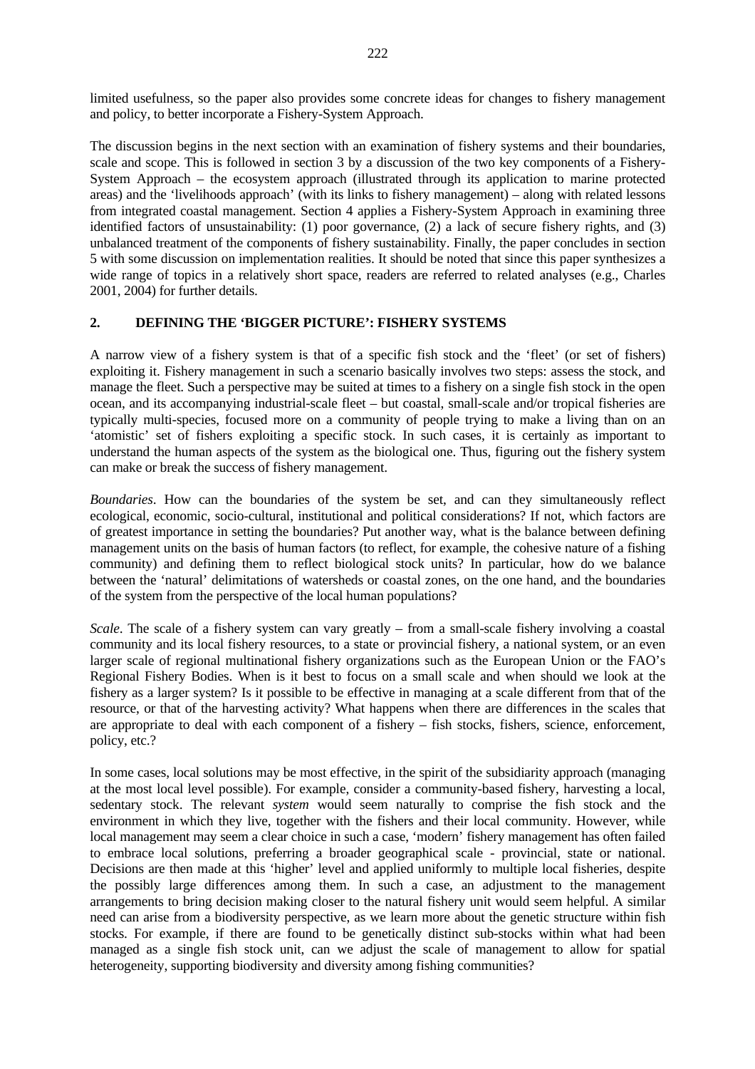limited usefulness, so the paper also provides some concrete ideas for changes to fishery management and policy, to better incorporate a Fishery-System Approach.

The discussion begins in the next section with an examination of fishery systems and their boundaries, scale and scope. This is followed in section 3 by a discussion of the two key components of a Fishery-System Approach – the ecosystem approach (illustrated through its application to marine protected areas) and the 'livelihoods approach' (with its links to fishery management) – along with related lessons from integrated coastal management. Section 4 applies a Fishery-System Approach in examining three identified factors of unsustainability: (1) poor governance, (2) a lack of secure fishery rights, and (3) unbalanced treatment of the components of fishery sustainability. Finally, the paper concludes in section 5 with some discussion on implementation realities. It should be noted that since this paper synthesizes a wide range of topics in a relatively short space, readers are referred to related analyses (e.g., Charles 2001, 2004) for further details.

## 2. DEFINING THE 'BIGGER PICTURE': FISHERY SYSTEMS

A narrow view of a fishery system is that of a specific fish stock and the 'fleet' (or set of fishers) exploiting it. Fishery management in such a scenario basically involves two steps: assess the stock, and manage the fleet. Such a perspective may be suited at times to a fishery on a single fish stock in the open ocean, and its accompanying industrial-scale fleet – but coastal, small-scale and/or tropical fisheries are typically multi-species, focused more on a community of people trying to make a living than on an 'atomistic' set of fishers exploiting a specific stock. In such cases, it is certainly as important to understand the human aspects of the system as the biological one. Thus, figuring out the fishery system can make or break the success of fishery management.

*Boundaries*. How can the boundaries of the system be set, and can they simultaneously reflect ecological, economic, socio-cultural, institutional and political considerations? If not, which factors are of greatest importance in setting the boundaries? Put another way, what is the balance between defining management units on the basis of human factors (to reflect, for example, the cohesive nature of a fishing community) and defining them to reflect biological stock units? In particular, how do we balance between the 'natural' delimitations of watersheds or coastal zones, on the one hand, and the boundaries of the system from the perspective of the local human populations?

*Scale*. The scale of a fishery system can vary greatly – from a small-scale fishery involving a coastal community and its local fishery resources, to a state or provincial fishery, a national system, or an even larger scale of regional multinational fishery organizations such as the European Union or the FAO's Regional Fishery Bodies. When is it best to focus on a small scale and when should we look at the fishery as a larger system? Is it possible to be effective in managing at a scale different from that of the resource, or that of the harvesting activity? What happens when there are differences in the scales that are appropriate to deal with each component of a fishery – fish stocks, fishers, science, enforcement, policy, etc.?

In some cases, local solutions may be most effective, in the spirit of the subsidiarity approach (managing at the most local level possible). For example, consider a community-based fishery, harvesting a local, sedentary stock. The relevant *system* would seem naturally to comprise the fish stock and the environment in which they live, together with the fishers and their local community. However, while local management may seem a clear choice in such a case, 'modern' fishery management has often failed to embrace local solutions, preferring a broader geographical scale - provincial, state or national. Decisions are then made at this 'higher' level and applied uniformly to multiple local fisheries, despite the possibly large differences among them. In such a case, an adjustment to the management arrangements to bring decision making closer to the natural fishery unit would seem helpful. A similar need can arise from a biodiversity perspective, as we learn more about the genetic structure within fish stocks. For example, if there are found to be genetically distinct sub-stocks within what had been managed as a single fish stock unit, can we adjust the scale of management to allow for spatial heterogeneity, supporting biodiversity and diversity among fishing communities?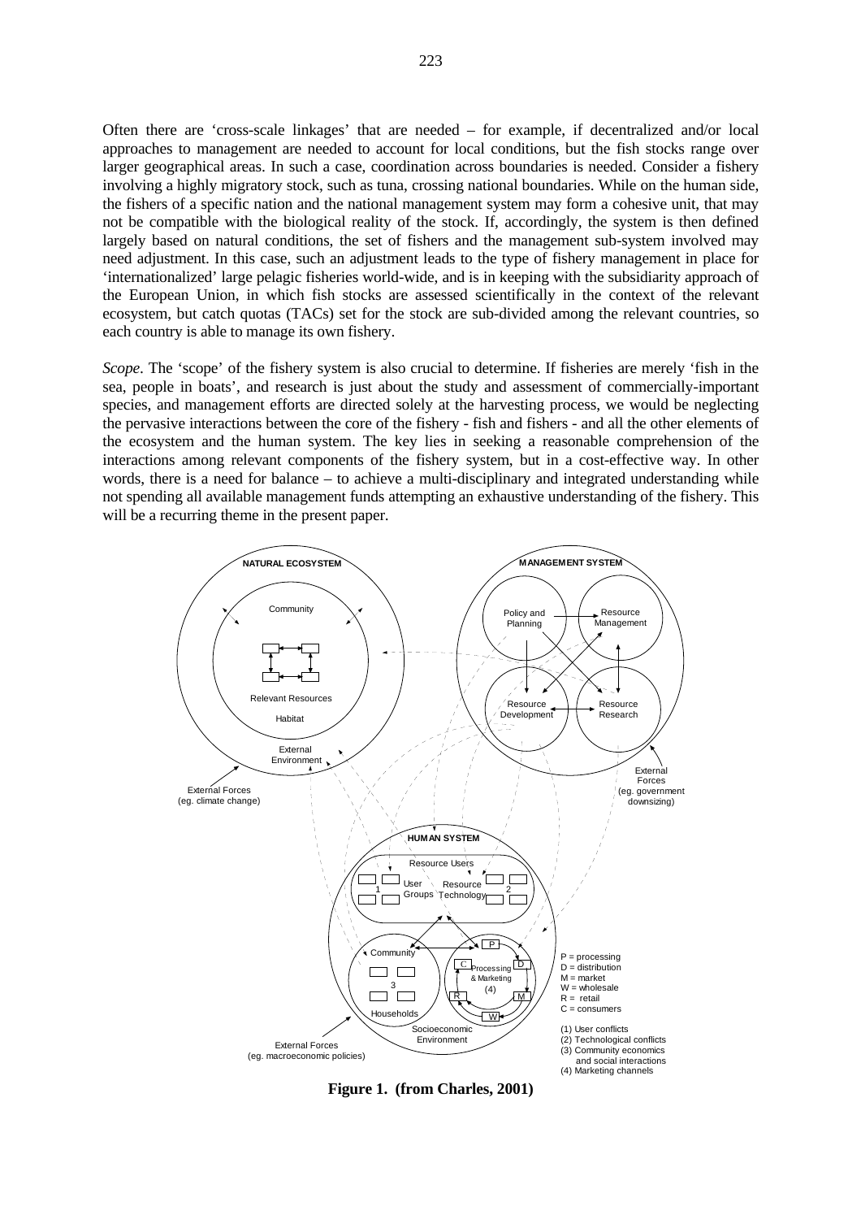Often there are 'cross-scale linkages' that are needed – for example, if decentralized and/or local approaches to management are needed to account for local conditions, but the fish stocks range over larger geographical areas. In such a case, coordination across boundaries is needed. Consider a fishery involving a highly migratory stock, such as tuna, crossing national boundaries. While on the human side, the fishers of a specific nation and the national management system may form a cohesive unit, that may not be compatible with the biological reality of the stock. If, accordingly, the system is then defined largely based on natural conditions, the set of fishers and the management sub-system involved may need adjustment. In this case, such an adjustment leads to the type of fishery management in place for 'internationalized' large pelagic fisheries world-wide, and is in keeping with the subsidiarity approach of the European Union, in which fish stocks are assessed scientifically in the context of the relevant ecosystem, but catch quotas (TACs) set for the stock are sub-divided among the relevant countries, so each country is able to manage its own fishery.

*Scope*. The 'scope' of the fishery system is also crucial to determine. If fisheries are merely 'fish in the sea, people in boats', and research is just about the study and assessment of commercially-important species, and management efforts are directed solely at the harvesting process, we would be neglecting the pervasive interactions between the core of the fishery - fish and fishers - and all the other elements of the ecosystem and the human system. The key lies in seeking a reasonable comprehension of the interactions among relevant components of the fishery system, but in a cost-effective way. In other words, there is a need for balance – to achieve a multi-disciplinary and integrated understanding while not spending all available management funds attempting an exhaustive understanding of the fishery. This will be a recurring theme in the present paper.

NATURAL ECOSYSTEM — Community; Relevant Resources; Habitat; External Environment; External Forces (eg. climate change)

MANAGEMENT SYSTEM — Policy and Planning; Resource Management; Resource Development; Resource Research; External Forces (eg. government downsizing)

HUMAN SYSTEM — Resource Users; User Groups (1); Resource Technology (2); Community; Households (3); Processing & Marketing (4); Socioeconomic Environment; External Forces (eg. macroeconomic policies)

P = processing
D = distribution
M = market
W = wholesale
R = retail
C = consumers

(1) User conflicts
(2) Technological conflicts
(3) Community economics and social interactions
(4) Marketing channels

**Figure 1. (from Charles, 2001)**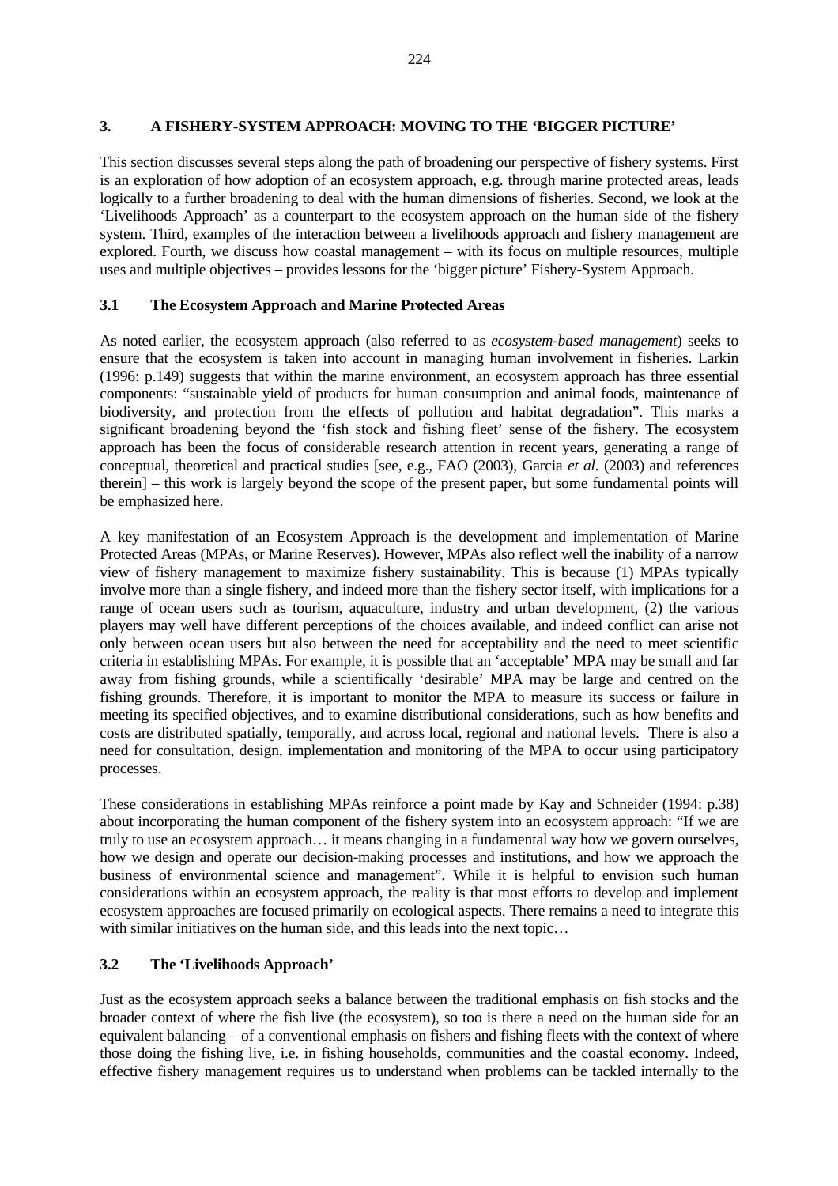## 3. A FISHERY-SYSTEM APPROACH: MOVING TO THE 'BIGGER PICTURE'

This section discusses several steps along the path of broadening our perspective of fishery systems. First is an exploration of how adoption of an ecosystem approach, e.g. through marine protected areas, leads logically to a further broadening to deal with the human dimensions of fisheries. Second, we look at the 'Livelihoods Approach' as a counterpart to the ecosystem approach on the human side of the fishery system. Third, examples of the interaction between a livelihoods approach and fishery management are explored. Fourth, we discuss how coastal management – with its focus on multiple resources, multiple uses and multiple objectives – provides lessons for the 'bigger picture' Fishery-System Approach.

### 3.1 The Ecosystem Approach and Marine Protected Areas

As noted earlier, the ecosystem approach (also referred to as *ecosystem-based management*) seeks to ensure that the ecosystem is taken into account in managing human involvement in fisheries. Larkin (1996: p.149) suggests that within the marine environment, an ecosystem approach has three essential components: "sustainable yield of products for human consumption and animal foods, maintenance of biodiversity, and protection from the effects of pollution and habitat degradation". This marks a significant broadening beyond the 'fish stock and fishing fleet' sense of the fishery. The ecosystem approach has been the focus of considerable research attention in recent years, generating a range of conceptual, theoretical and practical studies [see, e.g., FAO (2003), Garcia *et al.* (2003) and references therein] – this work is largely beyond the scope of the present paper, but some fundamental points will be emphasized here.

A key manifestation of an Ecosystem Approach is the development and implementation of Marine Protected Areas (MPAs, or Marine Reserves). However, MPAs also reflect well the inability of a narrow view of fishery management to maximize fishery sustainability. This is because (1) MPAs typically involve more than a single fishery, and indeed more than the fishery sector itself, with implications for a range of ocean users such as tourism, aquaculture, industry and urban development, (2) the various players may well have different perceptions of the choices available, and indeed conflict can arise not only between ocean users but also between the need for acceptability and the need to meet scientific criteria in establishing MPAs. For example, it is possible that an 'acceptable' MPA may be small and far away from fishing grounds, while a scientifically 'desirable' MPA may be large and centred on the fishing grounds. Therefore, it is important to monitor the MPA to measure its success or failure in meeting its specified objectives, and to examine distributional considerations, such as how benefits and costs are distributed spatially, temporally, and across local, regional and national levels. There is also a need for consultation, design, implementation and monitoring of the MPA to occur using participatory processes.

These considerations in establishing MPAs reinforce a point made by Kay and Schneider (1994: p.38) about incorporating the human component of the fishery system into an ecosystem approach: "If we are truly to use an ecosystem approach… it means changing in a fundamental way how we govern ourselves, how we design and operate our decision-making processes and institutions, and how we approach the business of environmental science and management". While it is helpful to envision such human considerations within an ecosystem approach, the reality is that most efforts to develop and implement ecosystem approaches are focused primarily on ecological aspects. There remains a need to integrate this with similar initiatives on the human side, and this leads into the next topic…

### 3.2 The 'Livelihoods Approach'

Just as the ecosystem approach seeks a balance between the traditional emphasis on fish stocks and the broader context of where the fish live (the ecosystem), so too is there a need on the human side for an equivalent balancing – of a conventional emphasis on fishers and fishing fleets with the context of where those doing the fishing live, i.e. in fishing households, communities and the coastal economy. Indeed, effective fishery management requires us to understand when problems can be tackled internally to the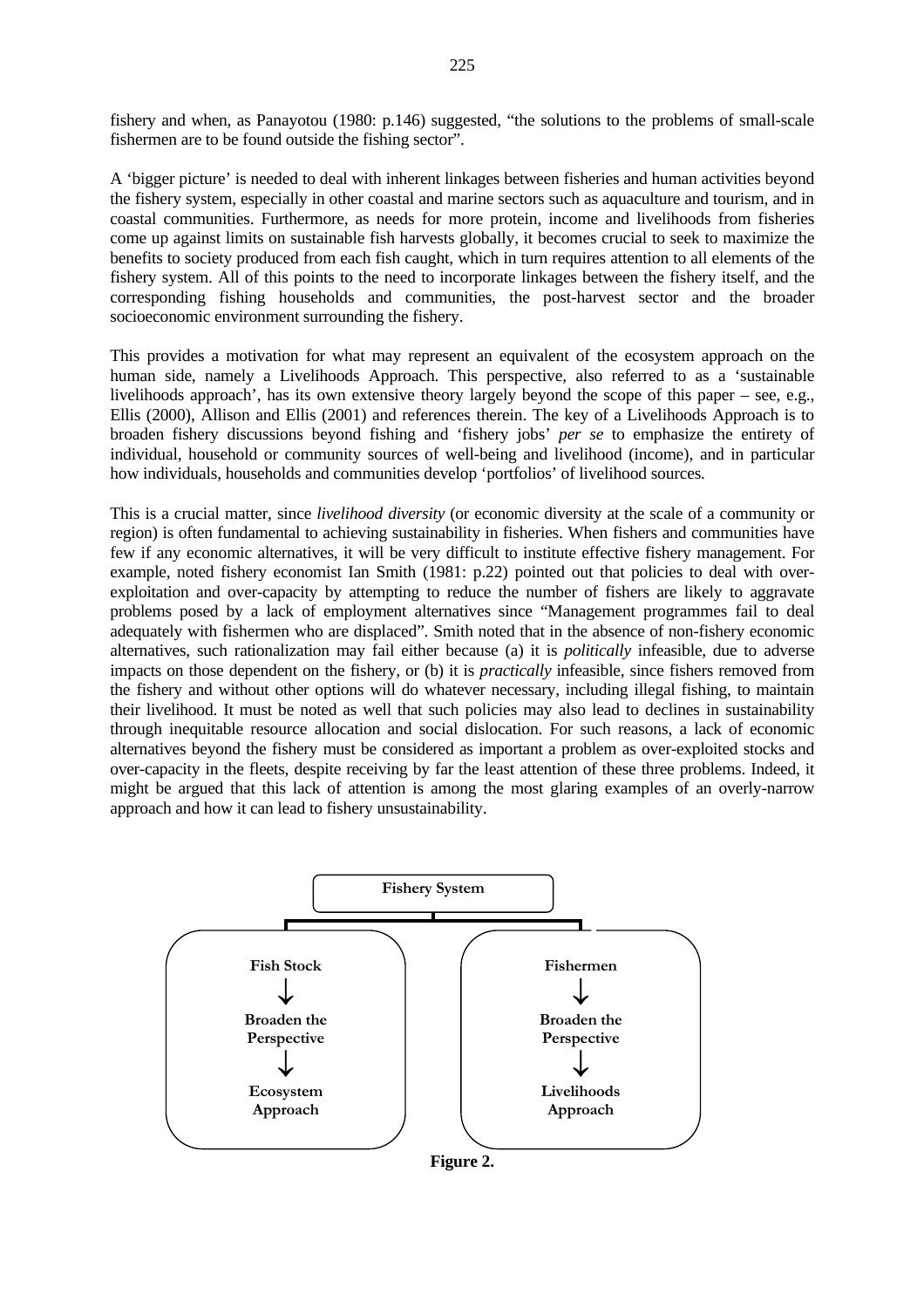fishery and when, as Panayotou (1980: p.146) suggested, "the solutions to the problems of small-scale fishermen are to be found outside the fishing sector".

A 'bigger picture' is needed to deal with inherent linkages between fisheries and human activities beyond the fishery system, especially in other coastal and marine sectors such as aquaculture and tourism, and in coastal communities. Furthermore, as needs for more protein, income and livelihoods from fisheries come up against limits on sustainable fish harvests globally, it becomes crucial to seek to maximize the benefits to society produced from each fish caught, which in turn requires attention to all elements of the fishery system. All of this points to the need to incorporate linkages between the fishery itself, and the corresponding fishing households and communities, the post-harvest sector and the broader socioeconomic environment surrounding the fishery.

This provides a motivation for what may represent an equivalent of the ecosystem approach on the human side, namely a Livelihoods Approach. This perspective, also referred to as a 'sustainable livelihoods approach', has its own extensive theory largely beyond the scope of this paper – see, e.g., Ellis (2000), Allison and Ellis (2001) and references therein. The key of a Livelihoods Approach is to broaden fishery discussions beyond fishing and 'fishery jobs' *per se* to emphasize the entirety of individual, household or community sources of well-being and livelihood (income), and in particular how individuals, households and communities develop 'portfolios' of livelihood sources.

This is a crucial matter, since *livelihood diversity* (or economic diversity at the scale of a community or region) is often fundamental to achieving sustainability in fisheries. When fishers and communities have few if any economic alternatives, it will be very difficult to institute effective fishery management. For example, noted fishery economist Ian Smith (1981: p.22) pointed out that policies to deal with over-exploitation and over-capacity by attempting to reduce the number of fishers are likely to aggravate problems posed by a lack of employment alternatives since "Management programmes fail to deal adequately with fishermen who are displaced". Smith noted that in the absence of non-fishery economic alternatives, such rationalization may fail either because (a) it is *politically* infeasible, due to adverse impacts on those dependent on the fishery, or (b) it is *practically* infeasible, since fishers removed from the fishery and without other options will do whatever necessary, including illegal fishing, to maintain their livelihood. It must be noted as well that such policies may also lead to declines in sustainability through inequitable resource allocation and social dislocation. For such reasons, a lack of economic alternatives beyond the fishery must be considered as important a problem as over-exploited stocks and over-capacity in the fleets, despite receiving by far the least attention of these three problems. Indeed, it might be argued that this lack of attention is among the most glaring examples of an overly-narrow approach and how it can lead to fishery unsustainability.

**Fishery System**

| Fish Stock | Fishermen |
|---|---|
| ↓ | ↓ |
| Broaden the Perspective | Broaden the Perspective |
| ↓ | ↓ |
| Ecosystem Approach | Livelihoods Approach |

**Figure 2.**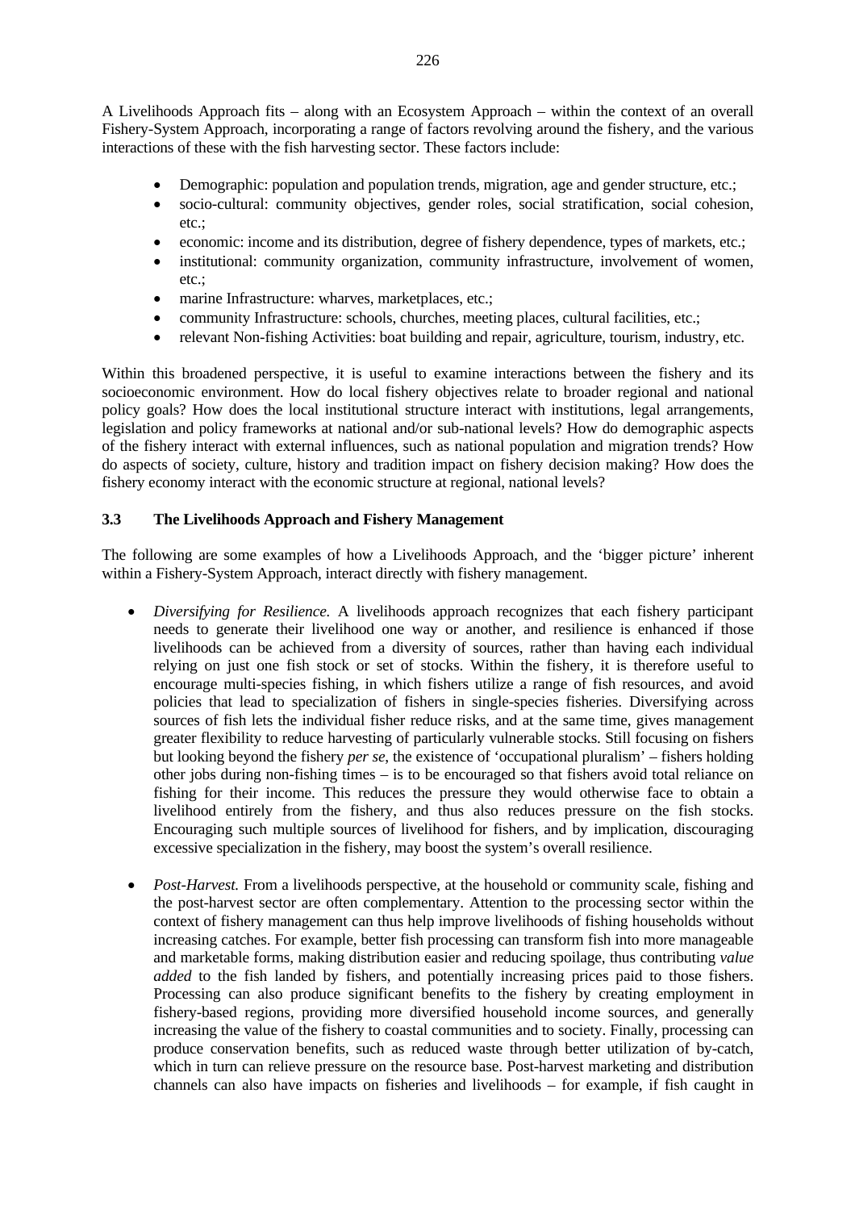A Livelihoods Approach fits – along with an Ecosystem Approach – within the context of an overall Fishery-System Approach, incorporating a range of factors revolving around the fishery, and the various interactions of these with the fish harvesting sector. These factors include:

- Demographic: population and population trends, migration, age and gender structure, etc.;
- socio-cultural: community objectives, gender roles, social stratification, social cohesion, etc.;
- economic: income and its distribution, degree of fishery dependence, types of markets, etc.;
- institutional: community organization, community infrastructure, involvement of women, etc.;
- marine Infrastructure: wharves, marketplaces, etc.;
- community Infrastructure: schools, churches, meeting places, cultural facilities, etc.;
- relevant Non-fishing Activities: boat building and repair, agriculture, tourism, industry, etc.

Within this broadened perspective, it is useful to examine interactions between the fishery and its socioeconomic environment. How do local fishery objectives relate to broader regional and national policy goals? How does the local institutional structure interact with institutions, legal arrangements, legislation and policy frameworks at national and/or sub-national levels? How do demographic aspects of the fishery interact with external influences, such as national population and migration trends? How do aspects of society, culture, history and tradition impact on fishery decision making? How does the fishery economy interact with the economic structure at regional, national levels?

### 3.3 The Livelihoods Approach and Fishery Management

The following are some examples of how a Livelihoods Approach, and the 'bigger picture' inherent within a Fishery-System Approach, interact directly with fishery management.

- *Diversifying for Resilience.* A livelihoods approach recognizes that each fishery participant needs to generate their livelihood one way or another, and resilience is enhanced if those livelihoods can be achieved from a diversity of sources, rather than having each individual relying on just one fish stock or set of stocks. Within the fishery, it is therefore useful to encourage multi-species fishing, in which fishers utilize a range of fish resources, and avoid policies that lead to specialization of fishers in single-species fisheries. Diversifying across sources of fish lets the individual fisher reduce risks, and at the same time, gives management greater flexibility to reduce harvesting of particularly vulnerable stocks. Still focusing on fishers but looking beyond the fishery *per se*, the existence of 'occupational pluralism' – fishers holding other jobs during non-fishing times – is to be encouraged so that fishers avoid total reliance on fishing for their income. This reduces the pressure they would otherwise face to obtain a livelihood entirely from the fishery, and thus also reduces pressure on the fish stocks. Encouraging such multiple sources of livelihood for fishers, and by implication, discouraging excessive specialization in the fishery, may boost the system's overall resilience.

- *Post-Harvest.* From a livelihoods perspective, at the household or community scale, fishing and the post-harvest sector are often complementary. Attention to the processing sector within the context of fishery management can thus help improve livelihoods of fishing households without increasing catches. For example, better fish processing can transform fish into more manageable and marketable forms, making distribution easier and reducing spoilage, thus contributing *value added* to the fish landed by fishers, and potentially increasing prices paid to those fishers. Processing can also produce significant benefits to the fishery by creating employment in fishery-based regions, providing more diversified household income sources, and generally increasing the value of the fishery to coastal communities and to society. Finally, processing can produce conservation benefits, such as reduced waste through better utilization of by-catch, which in turn can relieve pressure on the resource base. Post-harvest marketing and distribution channels can also have impacts on fisheries and livelihoods – for example, if fish caught in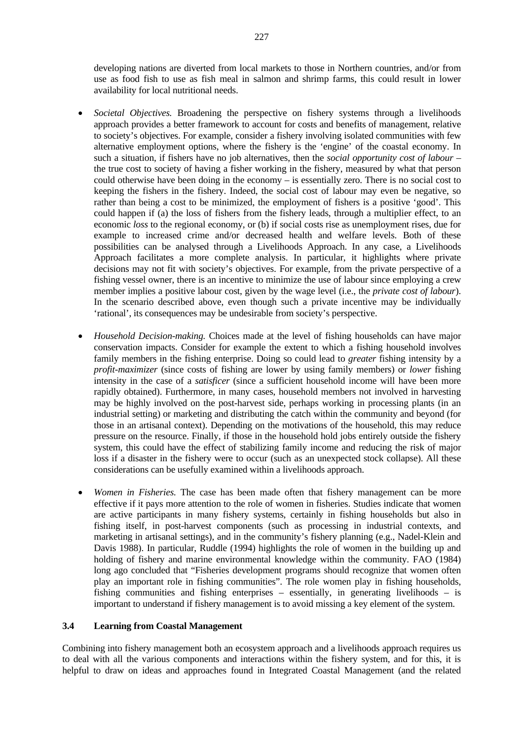developing nations are diverted from local markets to those in Northern countries, and/or from use as food fish to use as fish meal in salmon and shrimp farms, this could result in lower availability for local nutritional needs.

- *Societal Objectives.* Broadening the perspective on fishery systems through a livelihoods approach provides a better framework to account for costs and benefits of management, relative to society's objectives. For example, consider a fishery involving isolated communities with few alternative employment options, where the fishery is the 'engine' of the coastal economy. In such a situation, if fishers have no job alternatives, then the *social opportunity cost of labour* – the true cost to society of having a fisher working in the fishery, measured by what that person could otherwise have been doing in the economy – is essentially zero. There is no social cost to keeping the fishers in the fishery. Indeed, the social cost of labour may even be negative, so rather than being a cost to be minimized, the employment of fishers is a positive 'good'. This could happen if (a) the loss of fishers from the fishery leads, through a multiplier effect, to an economic *loss* to the regional economy, or (b) if social costs rise as unemployment rises, due for example to increased crime and/or decreased health and welfare levels. Both of these possibilities can be analysed through a Livelihoods Approach. In any case, a Livelihoods Approach facilitates a more complete analysis. In particular, it highlights where private decisions may not fit with society's objectives. For example, from the private perspective of a fishing vessel owner, there is an incentive to minimize the use of labour since employing a crew member implies a positive labour cost, given by the wage level (i.e., the *private cost of labour*). In the scenario described above, even though such a private incentive may be individually 'rational', its consequences may be undesirable from society's perspective.

- *Household Decision-making.* Choices made at the level of fishing households can have major conservation impacts. Consider for example the extent to which a fishing household involves family members in the fishing enterprise. Doing so could lead to *greater* fishing intensity by a *profit-maximizer* (since costs of fishing are lower by using family members) or *lower* fishing intensity in the case of a *satisficer* (since a sufficient household income will have been more rapidly obtained). Furthermore, in many cases, household members not involved in harvesting may be highly involved on the post-harvest side, perhaps working in processing plants (in an industrial setting) or marketing and distributing the catch within the community and beyond (for those in an artisanal context). Depending on the motivations of the household, this may reduce pressure on the resource. Finally, if those in the household hold jobs entirely outside the fishery system, this could have the effect of stabilizing family income and reducing the risk of major loss if a disaster in the fishery were to occur (such as an unexpected stock collapse). All these considerations can be usefully examined within a livelihoods approach.

- *Women in Fisheries.* The case has been made often that fishery management can be more effective if it pays more attention to the role of women in fisheries. Studies indicate that women are active participants in many fishery systems, certainly in fishing households but also in fishing itself, in post-harvest components (such as processing in industrial contexts, and marketing in artisanal settings), and in the community's fishery planning (e.g., Nadel-Klein and Davis 1988). In particular, Ruddle (1994) highlights the role of women in the building up and holding of fishery and marine environmental knowledge within the community. FAO (1984) long ago concluded that "Fisheries development programs should recognize that women often play an important role in fishing communities". The role women play in fishing households, fishing communities and fishing enterprises – essentially, in generating livelihoods – is important to understand if fishery management is to avoid missing a key element of the system.

### 3.4 Learning from Coastal Management

Combining into fishery management both an ecosystem approach and a livelihoods approach requires us to deal with all the various components and interactions within the fishery system, and for this, it is helpful to draw on ideas and approaches found in Integrated Coastal Management (and the related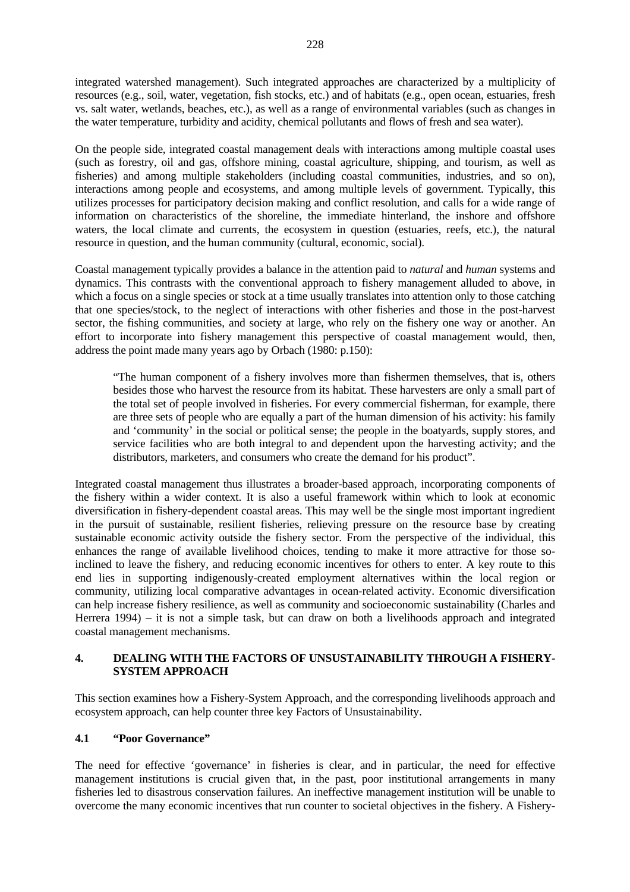integrated watershed management). Such integrated approaches are characterized by a multiplicity of resources (e.g., soil, water, vegetation, fish stocks, etc.) and of habitats (e.g., open ocean, estuaries, fresh vs. salt water, wetlands, beaches, etc.), as well as a range of environmental variables (such as changes in the water temperature, turbidity and acidity, chemical pollutants and flows of fresh and sea water).

On the people side, integrated coastal management deals with interactions among multiple coastal uses (such as forestry, oil and gas, offshore mining, coastal agriculture, shipping, and tourism, as well as fisheries) and among multiple stakeholders (including coastal communities, industries, and so on), interactions among people and ecosystems, and among multiple levels of government. Typically, this utilizes processes for participatory decision making and conflict resolution, and calls for a wide range of information on characteristics of the shoreline, the immediate hinterland, the inshore and offshore waters, the local climate and currents, the ecosystem in question (estuaries, reefs, etc.), the natural resource in question, and the human community (cultural, economic, social).

Coastal management typically provides a balance in the attention paid to *natural* and *human* systems and dynamics. This contrasts with the conventional approach to fishery management alluded to above, in which a focus on a single species or stock at a time usually translates into attention only to those catching that one species/stock, to the neglect of interactions with other fisheries and those in the post-harvest sector, the fishing communities, and society at large, who rely on the fishery one way or another. An effort to incorporate into fishery management this perspective of coastal management would, then, address the point made many years ago by Orbach (1980: p.150):

> "The human component of a fishery involves more than fishermen themselves, that is, others besides those who harvest the resource from its habitat. These harvesters are only a small part of the total set of people involved in fisheries. For every commercial fisherman, for example, there are three sets of people who are equally a part of the human dimension of his activity: his family and 'community' in the social or political sense; the people in the boatyards, supply stores, and service facilities who are both integral to and dependent upon the harvesting activity; and the distributors, marketers, and consumers who create the demand for his product".

Integrated coastal management thus illustrates a broader-based approach, incorporating components of the fishery within a wider context. It is also a useful framework within which to look at economic diversification in fishery-dependent coastal areas. This may well be the single most important ingredient in the pursuit of sustainable, resilient fisheries, relieving pressure on the resource base by creating sustainable economic activity outside the fishery sector. From the perspective of the individual, this enhances the range of available livelihood choices, tending to make it more attractive for those so-inclined to leave the fishery, and reducing economic incentives for others to enter. A key route to this end lies in supporting indigenously-created employment alternatives within the local region or community, utilizing local comparative advantages in ocean-related activity. Economic diversification can help increase fishery resilience, as well as community and socioeconomic sustainability (Charles and Herrera 1994) – it is not a simple task, but can draw on both a livelihoods approach and integrated coastal management mechanisms.

## 4. DEALING WITH THE FACTORS OF UNSUSTAINABILITY THROUGH A FISHERY-SYSTEM APPROACH

This section examines how a Fishery-System Approach, and the corresponding livelihoods approach and ecosystem approach, can help counter three key Factors of Unsustainability.

### 4.1 "Poor Governance"

The need for effective 'governance' in fisheries is clear, and in particular, the need for effective management institutions is crucial given that, in the past, poor institutional arrangements in many fisheries led to disastrous conservation failures. An ineffective management institution will be unable to overcome the many economic incentives that run counter to societal objectives in the fishery. A Fishery-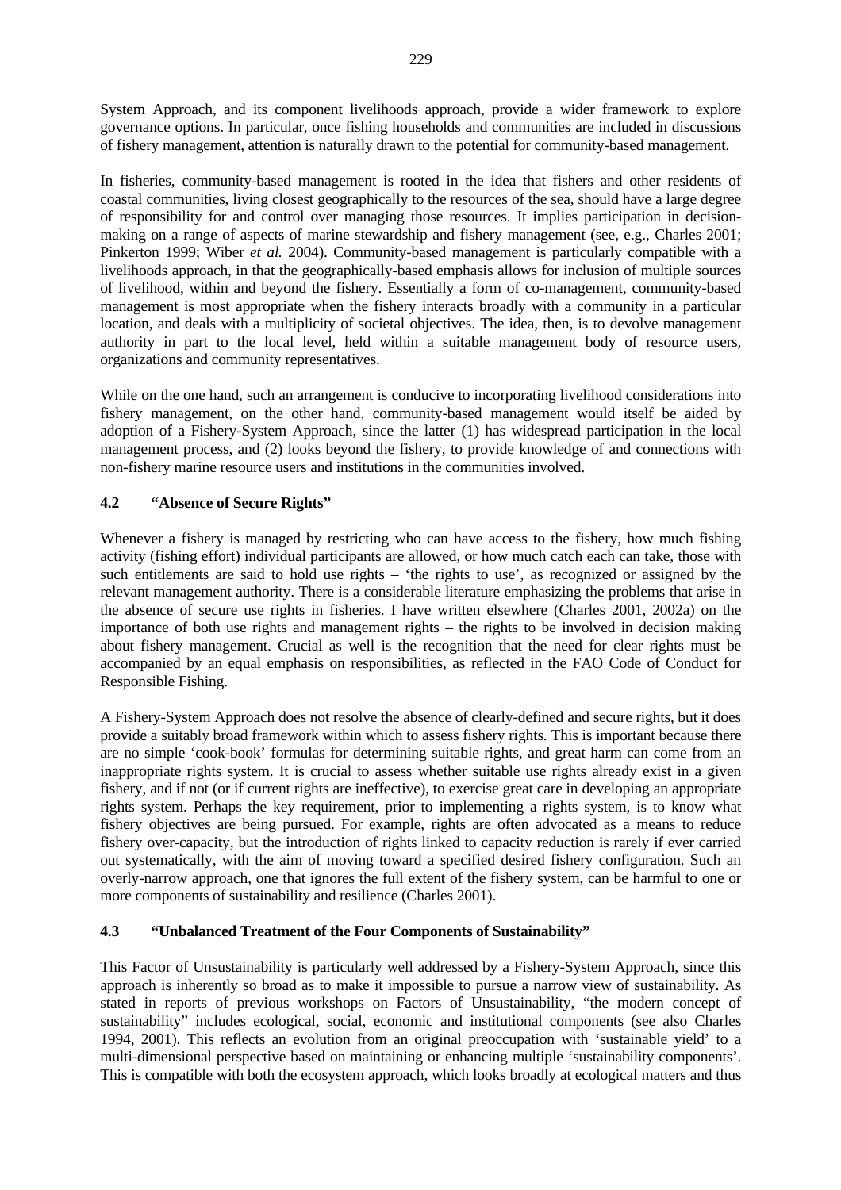System Approach, and its component livelihoods approach, provide a wider framework to explore governance options. In particular, once fishing households and communities are included in discussions of fishery management, attention is naturally drawn to the potential for community-based management.

In fisheries, community-based management is rooted in the idea that fishers and other residents of coastal communities, living closest geographically to the resources of the sea, should have a large degree of responsibility for and control over managing those resources. It implies participation in decision-making on a range of aspects of marine stewardship and fishery management (see, e.g., Charles 2001; Pinkerton 1999; Wiber *et al.* 2004). Community-based management is particularly compatible with a livelihoods approach, in that the geographically-based emphasis allows for inclusion of multiple sources of livelihood, within and beyond the fishery. Essentially a form of co-management, community-based management is most appropriate when the fishery interacts broadly with a community in a particular location, and deals with a multiplicity of societal objectives. The idea, then, is to devolve management authority in part to the local level, held within a suitable management body of resource users, organizations and community representatives.

While on the one hand, such an arrangement is conducive to incorporating livelihood considerations into fishery management, on the other hand, community-based management would itself be aided by adoption of a Fishery-System Approach, since the latter (1) has widespread participation in the local management process, and (2) looks beyond the fishery, to provide knowledge of and connections with non-fishery marine resource users and institutions in the communities involved.

### 4.2 "Absence of Secure Rights"

Whenever a fishery is managed by restricting who can have access to the fishery, how much fishing activity (fishing effort) individual participants are allowed, or how much catch each can take, those with such entitlements are said to hold use rights – 'the rights to use', as recognized or assigned by the relevant management authority. There is a considerable literature emphasizing the problems that arise in the absence of secure use rights in fisheries. I have written elsewhere (Charles 2001, 2002a) on the importance of both use rights and management rights – the rights to be involved in decision making about fishery management. Crucial as well is the recognition that the need for clear rights must be accompanied by an equal emphasis on responsibilities, as reflected in the FAO Code of Conduct for Responsible Fishing.

A Fishery-System Approach does not resolve the absence of clearly-defined and secure rights, but it does provide a suitably broad framework within which to assess fishery rights. This is important because there are no simple 'cook-book' formulas for determining suitable rights, and great harm can come from an inappropriate rights system. It is crucial to assess whether suitable use rights already exist in a given fishery, and if not (or if current rights are ineffective), to exercise great care in developing an appropriate rights system. Perhaps the key requirement, prior to implementing a rights system, is to know what fishery objectives are being pursued. For example, rights are often advocated as a means to reduce fishery over-capacity, but the introduction of rights linked to capacity reduction is rarely if ever carried out systematically, with the aim of moving toward a specified desired fishery configuration. Such an overly-narrow approach, one that ignores the full extent of the fishery system, can be harmful to one or more components of sustainability and resilience (Charles 2001).

### 4.3 "Unbalanced Treatment of the Four Components of Sustainability"

This Factor of Unsustainability is particularly well addressed by a Fishery-System Approach, since this approach is inherently so broad as to make it impossible to pursue a narrow view of sustainability. As stated in reports of previous workshops on Factors of Unsustainability, "the modern concept of sustainability" includes ecological, social, economic and institutional components (see also Charles 1994, 2001). This reflects an evolution from an original preoccupation with 'sustainable yield' to a multi-dimensional perspective based on maintaining or enhancing multiple 'sustainability components'. This is compatible with both the ecosystem approach, which looks broadly at ecological matters and thus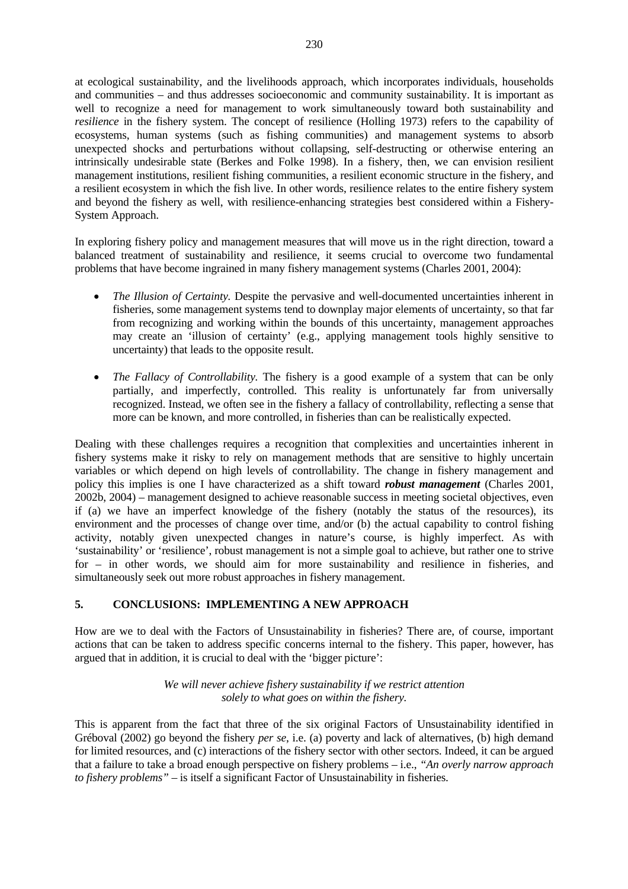at ecological sustainability, and the livelihoods approach, which incorporates individuals, households and communities – and thus addresses socioeconomic and community sustainability. It is important as well to recognize a need for management to work simultaneously toward both sustainability and *resilience* in the fishery system. The concept of resilience (Holling 1973) refers to the capability of ecosystems, human systems (such as fishing communities) and management systems to absorb unexpected shocks and perturbations without collapsing, self-destructing or otherwise entering an intrinsically undesirable state (Berkes and Folke 1998). In a fishery, then, we can envision resilient management institutions, resilient fishing communities, a resilient economic structure in the fishery, and a resilient ecosystem in which the fish live. In other words, resilience relates to the entire fishery system and beyond the fishery as well, with resilience-enhancing strategies best considered within a Fishery-System Approach.

In exploring fishery policy and management measures that will move us in the right direction, toward a balanced treatment of sustainability and resilience, it seems crucial to overcome two fundamental problems that have become ingrained in many fishery management systems (Charles 2001, 2004):

- *The Illusion of Certainty.* Despite the pervasive and well-documented uncertainties inherent in fisheries, some management systems tend to downplay major elements of uncertainty, so that far from recognizing and working within the bounds of this uncertainty, management approaches may create an 'illusion of certainty' (e.g., applying management tools highly sensitive to uncertainty) that leads to the opposite result.

- *The Fallacy of Controllability.* The fishery is a good example of a system that can be only partially, and imperfectly, controlled. This reality is unfortunately far from universally recognized. Instead, we often see in the fishery a fallacy of controllability, reflecting a sense that more can be known, and more controlled, in fisheries than can be realistically expected.

Dealing with these challenges requires a recognition that complexities and uncertainties inherent in fishery systems make it risky to rely on management methods that are sensitive to highly uncertain variables or which depend on high levels of controllability. The change in fishery management and policy this implies is one I have characterized as a shift toward ***robust management*** (Charles 2001, 2002b, 2004) – management designed to achieve reasonable success in meeting societal objectives, even if (a) we have an imperfect knowledge of the fishery (notably the status of the resources), its environment and the processes of change over time, and/or (b) the actual capability to control fishing activity, notably given unexpected changes in nature's course, is highly imperfect. As with 'sustainability' or 'resilience', robust management is not a simple goal to achieve, but rather one to strive for – in other words, we should aim for more sustainability and resilience in fisheries, and simultaneously seek out more robust approaches in fishery management.

## 5. CONCLUSIONS: IMPLEMENTING A NEW APPROACH

How are we to deal with the Factors of Unsustainability in fisheries? There are, of course, important actions that can be taken to address specific concerns internal to the fishery. This paper, however, has argued that in addition, it is crucial to deal with the 'bigger picture':

*We will never achieve fishery sustainability if we restrict attention solely to what goes on within the fishery.*

This is apparent from the fact that three of the six original Factors of Unsustainability identified in Gréboval (2002) go beyond the fishery *per se*, i.e. (a) poverty and lack of alternatives, (b) high demand for limited resources, and (c) interactions of the fishery sector with other sectors. Indeed, it can be argued that a failure to take a broad enough perspective on fishery problems – i.e., *"An overly narrow approach to fishery problems"* – is itself a significant Factor of Unsustainability in fisheries.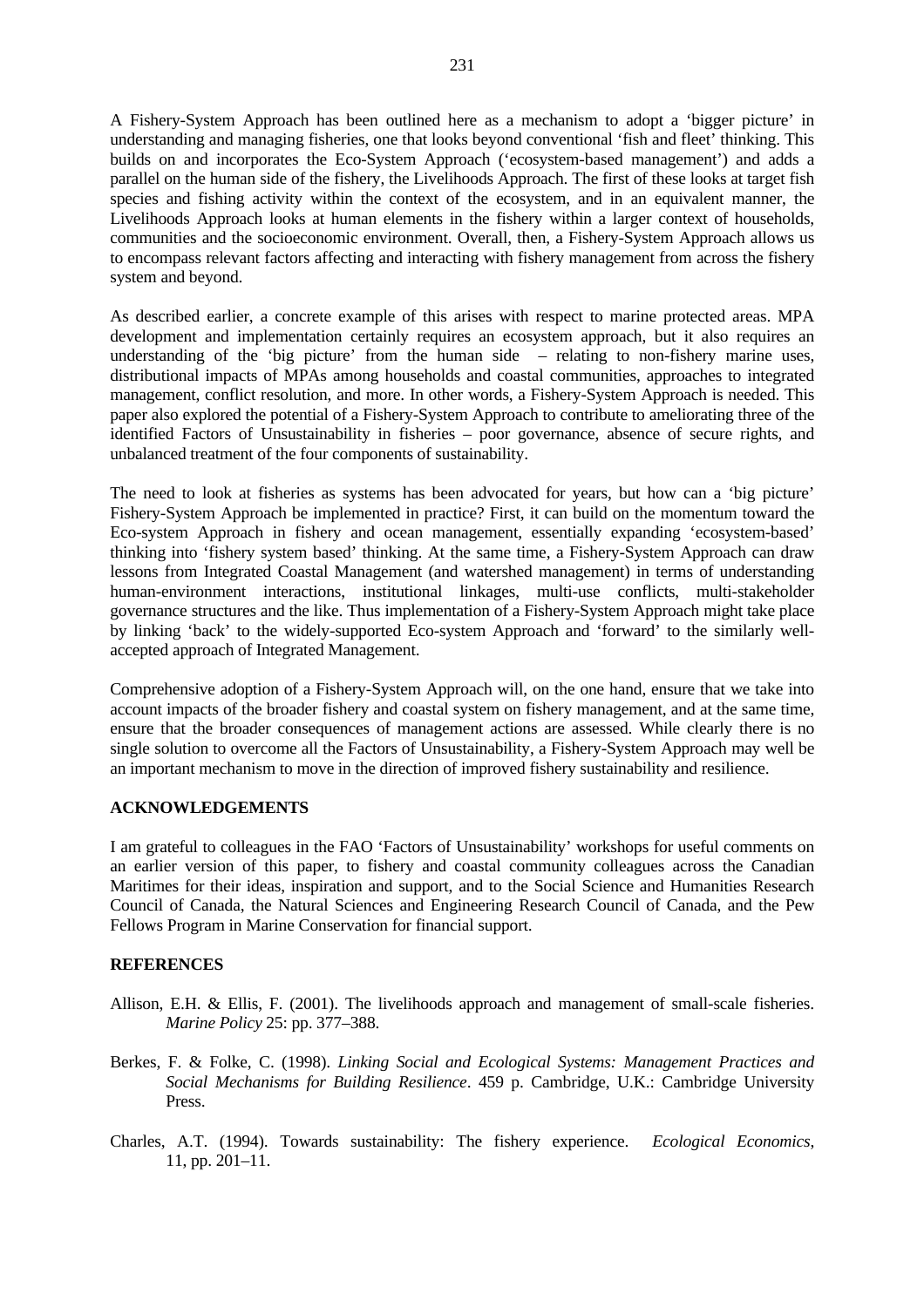A Fishery-System Approach has been outlined here as a mechanism to adopt a 'bigger picture' in understanding and managing fisheries, one that looks beyond conventional 'fish and fleet' thinking. This builds on and incorporates the Eco-System Approach ('ecosystem-based management') and adds a parallel on the human side of the fishery, the Livelihoods Approach. The first of these looks at target fish species and fishing activity within the context of the ecosystem, and in an equivalent manner, the Livelihoods Approach looks at human elements in the fishery within a larger context of households, communities and the socioeconomic environment. Overall, then, a Fishery-System Approach allows us to encompass relevant factors affecting and interacting with fishery management from across the fishery system and beyond.

As described earlier, a concrete example of this arises with respect to marine protected areas. MPA development and implementation certainly requires an ecosystem approach, but it also requires an understanding of the 'big picture' from the human side – relating to non-fishery marine uses, distributional impacts of MPAs among households and coastal communities, approaches to integrated management, conflict resolution, and more. In other words, a Fishery-System Approach is needed. This paper also explored the potential of a Fishery-System Approach to contribute to ameliorating three of the identified Factors of Unsustainability in fisheries – poor governance, absence of secure rights, and unbalanced treatment of the four components of sustainability.

The need to look at fisheries as systems has been advocated for years, but how can a 'big picture' Fishery-System Approach be implemented in practice? First, it can build on the momentum toward the Eco-system Approach in fishery and ocean management, essentially expanding 'ecosystem-based' thinking into 'fishery system based' thinking. At the same time, a Fishery-System Approach can draw lessons from Integrated Coastal Management (and watershed management) in terms of understanding human-environment interactions, institutional linkages, multi-use conflicts, multi-stakeholder governance structures and the like. Thus implementation of a Fishery-System Approach might take place by linking 'back' to the widely-supported Eco-system Approach and 'forward' to the similarly well-accepted approach of Integrated Management.

Comprehensive adoption of a Fishery-System Approach will, on the one hand, ensure that we take into account impacts of the broader fishery and coastal system on fishery management, and at the same time, ensure that the broader consequences of management actions are assessed. While clearly there is no single solution to overcome all the Factors of Unsustainability, a Fishery-System Approach may well be an important mechanism to move in the direction of improved fishery sustainability and resilience.

## ACKNOWLEDGEMENTS

I am grateful to colleagues in the FAO 'Factors of Unsustainability' workshops for useful comments on an earlier version of this paper, to fishery and coastal community colleagues across the Canadian Maritimes for their ideas, inspiration and support, and to the Social Science and Humanities Research Council of Canada, the Natural Sciences and Engineering Research Council of Canada, and the Pew Fellows Program in Marine Conservation for financial support.

## REFERENCES

Allison, E.H. & Ellis, F. (2001). The livelihoods approach and management of small-scale fisheries. *Marine Policy* 25: pp. 377–388.

Berkes, F. & Folke, C. (1998). *Linking Social and Ecological Systems: Management Practices and Social Mechanisms for Building Resilience*. 459 p. Cambridge, U.K.: Cambridge University Press.

Charles, A.T. (1994). Towards sustainability: The fishery experience. *Ecological Economics*, 11, pp. 201–11.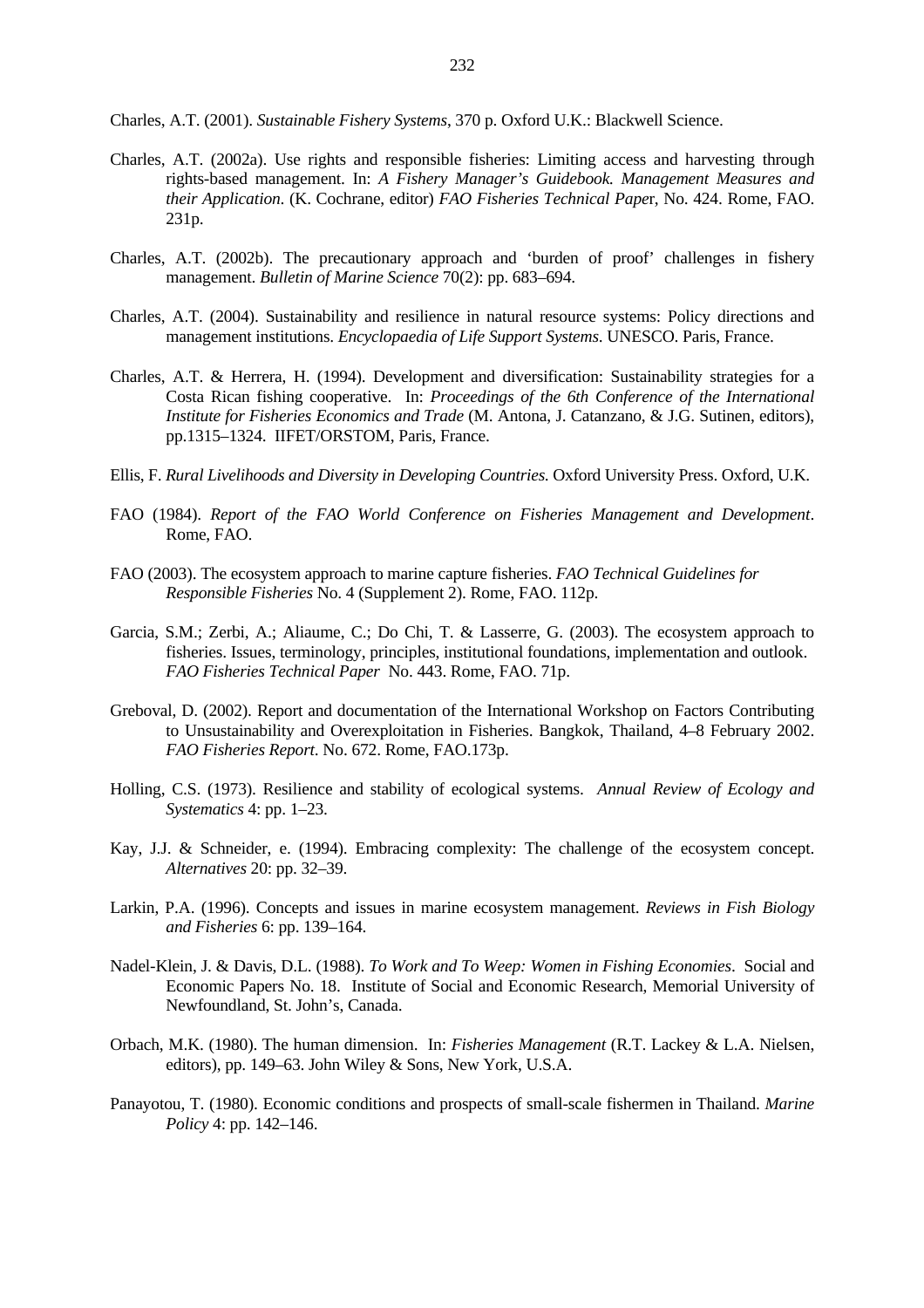Charles, A.T. (2001). *Sustainable Fishery Systems*, 370 p. Oxford U.K.: Blackwell Science.

Charles, A.T. (2002a). Use rights and responsible fisheries: Limiting access and harvesting through rights-based management. In: *A Fishery Manager's Guidebook. Management Measures and their Application*. (K. Cochrane, editor) *FAO Fisheries Technical Pape*r, No. 424. Rome, FAO. 231p.

Charles, A.T. (2002b). The precautionary approach and 'burden of proof' challenges in fishery management. *Bulletin of Marine Science* 70(2): pp. 683–694.

Charles, A.T. (2004). Sustainability and resilience in natural resource systems: Policy directions and management institutions. *Encyclopaedia of Life Support Systems*. UNESCO. Paris, France.

Charles, A.T. & Herrera, H. (1994). Development and diversification: Sustainability strategies for a Costa Rican fishing cooperative. In: *Proceedings of the 6th Conference of the International Institute for Fisheries Economics and Trade* (M. Antona, J. Catanzano, & J.G. Sutinen, editors), pp.1315–1324. IIFET/ORSTOM, Paris, France.

Ellis, F. *Rural Livelihoods and Diversity in Developing Countries.* Oxford University Press. Oxford, U.K.

FAO (1984). *Report of the FAO World Conference on Fisheries Management and Development*. Rome, FAO.

FAO (2003). The ecosystem approach to marine capture fisheries. *FAO Technical Guidelines for Responsible Fisheries* No. 4 (Supplement 2). Rome, FAO. 112p.

Garcia, S.M.; Zerbi, A.; Aliaume, C.; Do Chi, T. & Lasserre, G. (2003). The ecosystem approach to fisheries. Issues, terminology, principles, institutional foundations, implementation and outlook. *FAO Fisheries Technical Paper* No. 443. Rome, FAO. 71p.

Greboval, D. (2002). Report and documentation of the International Workshop on Factors Contributing to Unsustainability and Overexploitation in Fisheries. Bangkok, Thailand, 4–8 February 2002. *FAO Fisheries Report*. No. 672. Rome, FAO.173p.

Holling, C.S. (1973). Resilience and stability of ecological systems. *Annual Review of Ecology and Systematics* 4: pp. 1–23.

Kay, J.J. & Schneider, e. (1994). Embracing complexity: The challenge of the ecosystem concept. *Alternatives* 20: pp. 32–39.

Larkin, P.A. (1996). Concepts and issues in marine ecosystem management. *Reviews in Fish Biology and Fisheries* 6: pp. 139–164.

Nadel-Klein, J. & Davis, D.L. (1988). *To Work and To Weep: Women in Fishing Economies*. Social and Economic Papers No. 18. Institute of Social and Economic Research, Memorial University of Newfoundland, St. John's, Canada.

Orbach, M.K. (1980). The human dimension. In: *Fisheries Management* (R.T. Lackey & L.A. Nielsen, editors), pp. 149–63. John Wiley & Sons, New York, U.S.A.

Panayotou, T. (1980). Economic conditions and prospects of small-scale fishermen in Thailand. *Marine Policy* 4: pp. 142–146.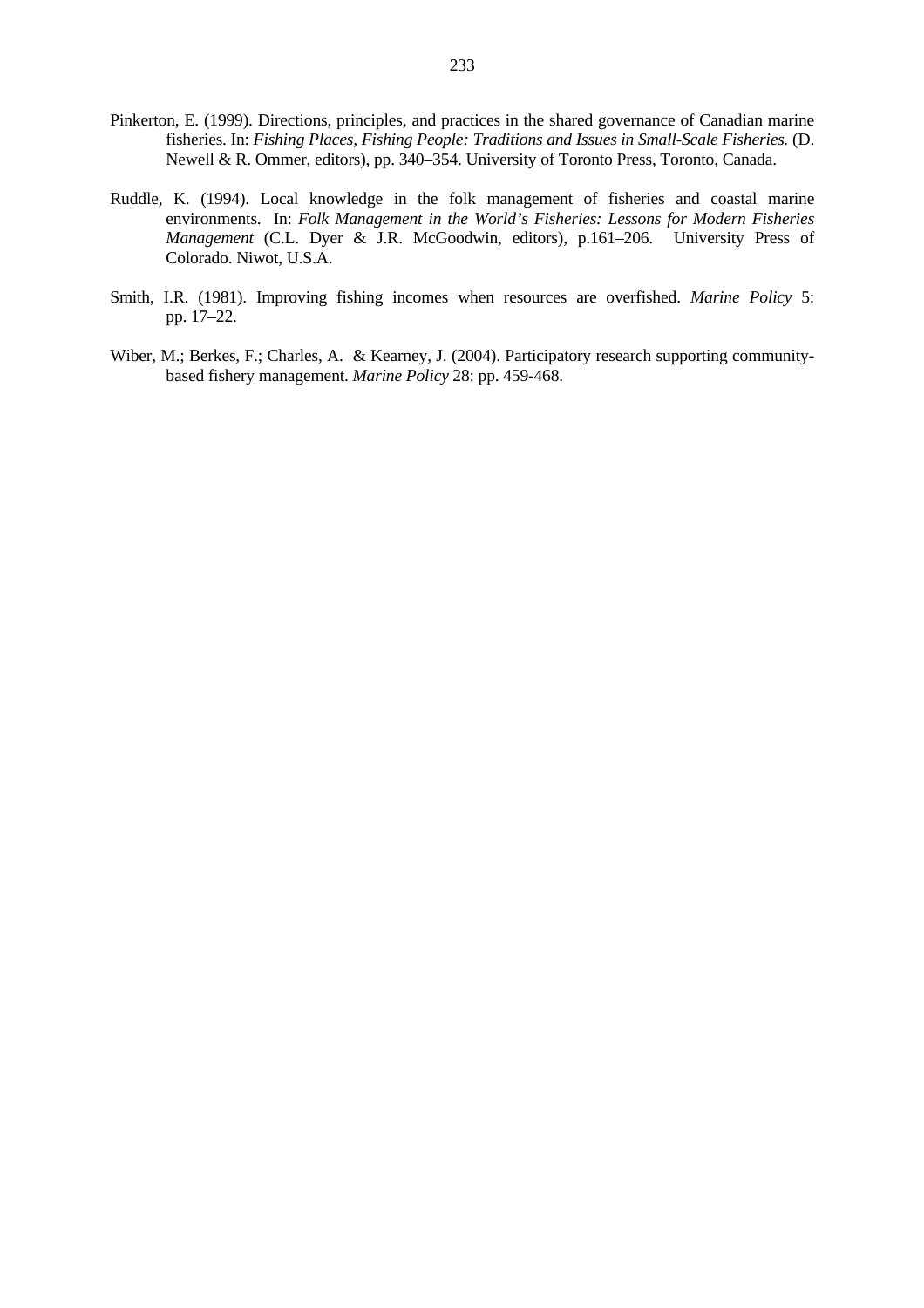Pinkerton, E. (1999). Directions, principles, and practices in the shared governance of Canadian marine fisheries. In: *Fishing Places, Fishing People: Traditions and Issues in Small-Scale Fisheries.* (D. Newell & R. Ommer, editors), pp. 340–354. University of Toronto Press, Toronto, Canada.

Ruddle, K. (1994). Local knowledge in the folk management of fisheries and coastal marine environments. In: *Folk Management in the World's Fisheries: Lessons for Modern Fisheries Management* (C.L. Dyer & J.R. McGoodwin, editors), p.161–206. University Press of Colorado. Niwot, U.S.A.

Smith, I.R. (1981). Improving fishing incomes when resources are overfished. *Marine Policy* 5: pp. 17–22.

Wiber, M.; Berkes, F.; Charles, A. & Kearney, J. (2004). Participatory research supporting community-based fishery management. *Marine Policy* 28: pp. 459-468.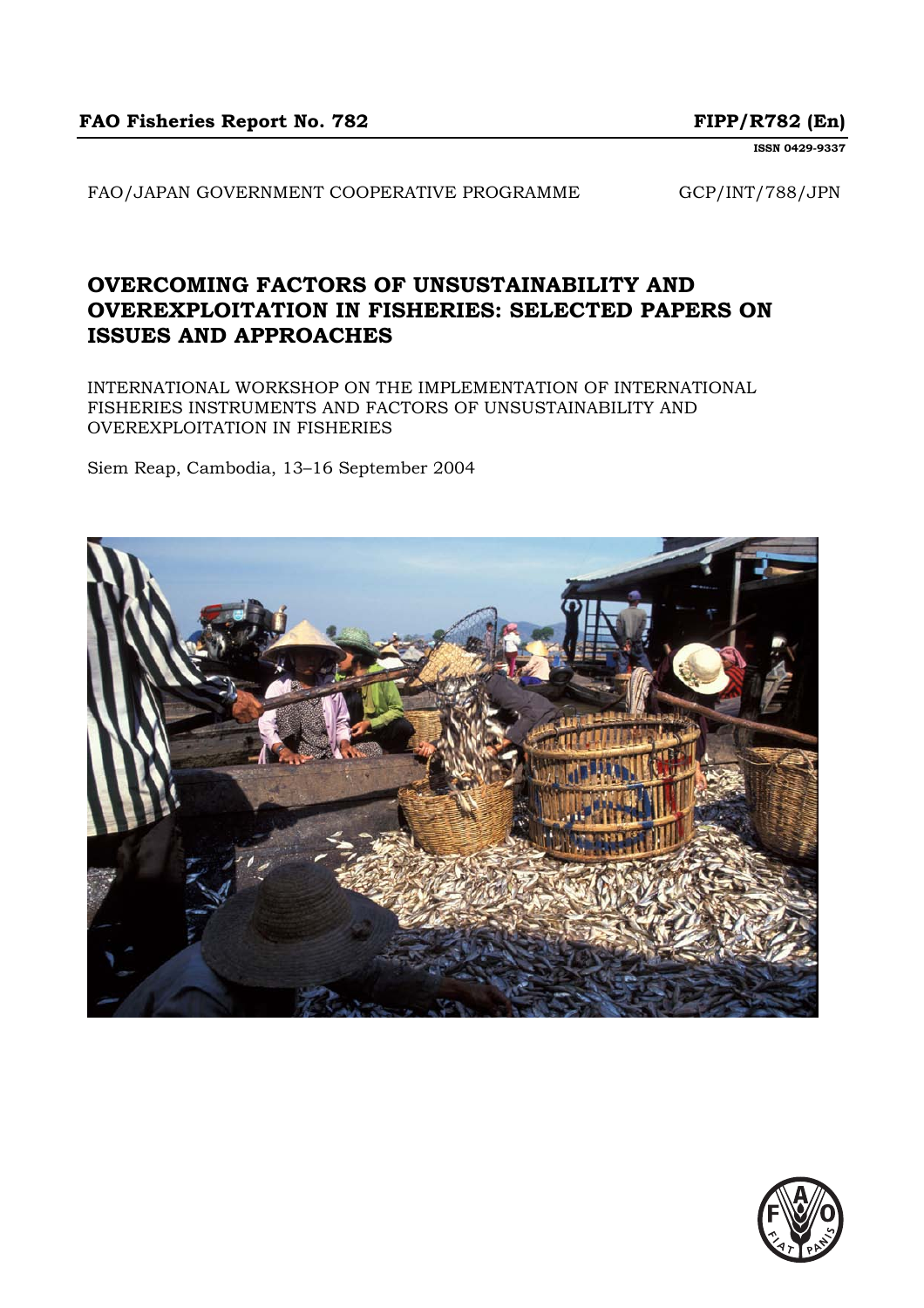**FAO Fisheries Report No. 782** **FIPP/R782 (En)**

**ISSN 0429-9337**

FAO/JAPAN GOVERNMENT COOPERATIVE PROGRAMME GCP/INT/788/JPN

# OVERCOMING FACTORS OF UNSUSTAINABILITY AND OVEREXPLOITATION IN FISHERIES: SELECTED PAPERS ON ISSUES AND APPROACHES

INTERNATIONAL WORKSHOP ON THE IMPLEMENTATION OF INTERNATIONAL FISHERIES INSTRUMENTS AND FACTORS OF UNSUSTAINABILITY AND OVEREXPLOITATION IN FISHERIES

Siem Reap, Cambodia, 13–16 September 2004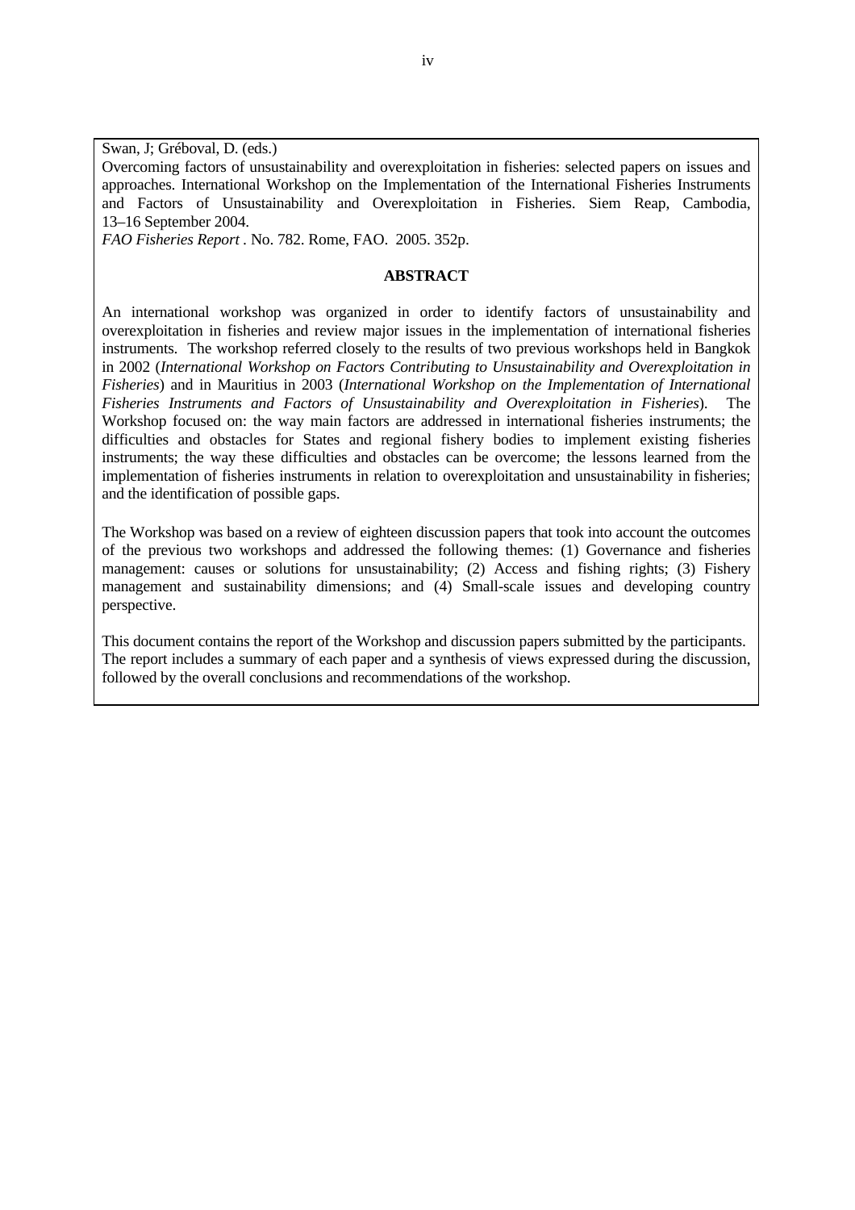Swan, J; Gréboval, D. (eds.)

Overcoming factors of unsustainability and overexploitation in fisheries: selected papers on issues and approaches. International Workshop on the Implementation of the International Fisheries Instruments and Factors of Unsustainability and Overexploitation in Fisheries. Siem Reap, Cambodia, 13–16 September 2004.

*FAO Fisheries Report* . No. 782. Rome, FAO. 2005. 352p.

**ABSTRACT**

An international workshop was organized in order to identify factors of unsustainability and overexploitation in fisheries and review major issues in the implementation of international fisheries instruments. The workshop referred closely to the results of two previous workshops held in Bangkok in 2002 (*International Workshop on Factors Contributing to Unsustainability and Overexploitation in Fisheries*) and in Mauritius in 2003 (*International Workshop on the Implementation of International Fisheries Instruments and Factors of Unsustainability and Overexploitation in Fisheries*). The Workshop focused on: the way main factors are addressed in international fisheries instruments; the difficulties and obstacles for States and regional fishery bodies to implement existing fisheries instruments; the way these difficulties and obstacles can be overcome; the lessons learned from the implementation of fisheries instruments in relation to overexploitation and unsustainability in fisheries; and the identification of possible gaps.

The Workshop was based on a review of eighteen discussion papers that took into account the outcomes of the previous two workshops and addressed the following themes: (1) Governance and fisheries management: causes or solutions for unsustainability; (2) Access and fishing rights; (3) Fishery management and sustainability dimensions; and (4) Small-scale issues and developing country perspective.

This document contains the report of the Workshop and discussion papers submitted by the participants. The report includes a summary of each paper and a synthesis of views expressed during the discussion, followed by the overall conclusions and recommendations of the workshop.